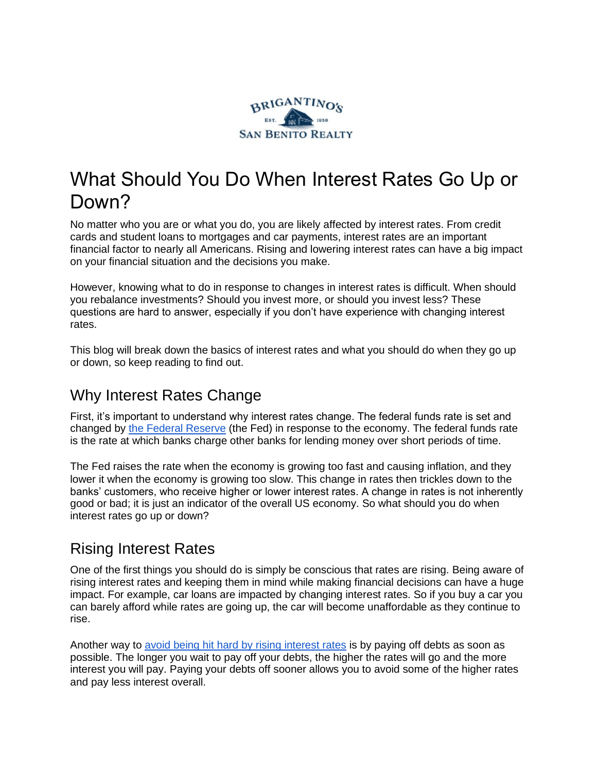# What Should You Do When Interest Rates Go Up or Down?

No matter who you are or what you do, you are likely affected by interest rates. From credit cards and student loans to mortgages and car payments, interest rates are an important financial factor to nearly all Americans. Rising and lowering interest rates can have a big impact on your financial situation and the decisions you make.

However, knowing what to do in response to changes in interest rates is difficult. When should you rebalance investments? Should you invest more, or should you invest less? These questions are hard to answer, especially if you don't have experience with changing interest rates.

This blog will break down the basics of interest rates and what you should do when they go up or down, so keep reading to find out.

## Why Interest Rates Change

First, it's important to understand why interest rates change. The federal funds rate is set and changed by the Federal Reserve (the Fed) in response to the economy. The federal funds rate is the rate at which banks charge other banks for lending money over short periods of time.

The Fed raises the rate when the economy is growing too fast and causing inflation, and they lower it when the economy is growing too slow. This change in rates then trickles down to the banks' customers, who receive higher or lower interest rates. A change in rates is not inherently good or bad; it is just an indicator of the overall US economy. So what should you do when interest rates go up or down?

## Rising Interest Rates

One of the first things you should do is simply be conscious that rates are rising. Being aware of rising interest rates and keeping them in mind while making financial decisions can have a huge impact. For example, car loans are impacted by changing interest rates. So if you buy a car you can barely afford while rates are going up, the car will become unaffordable as they continue to rise.

Another way to avoid being hit hard by rising interest rates is by paying off debts as soon as possible. The longer you wait to pay off your debts, the higher the rates will go and the more interest you will pay. Paying your debts off sooner allows you to avoid some of the higher rates and pay less interest overall.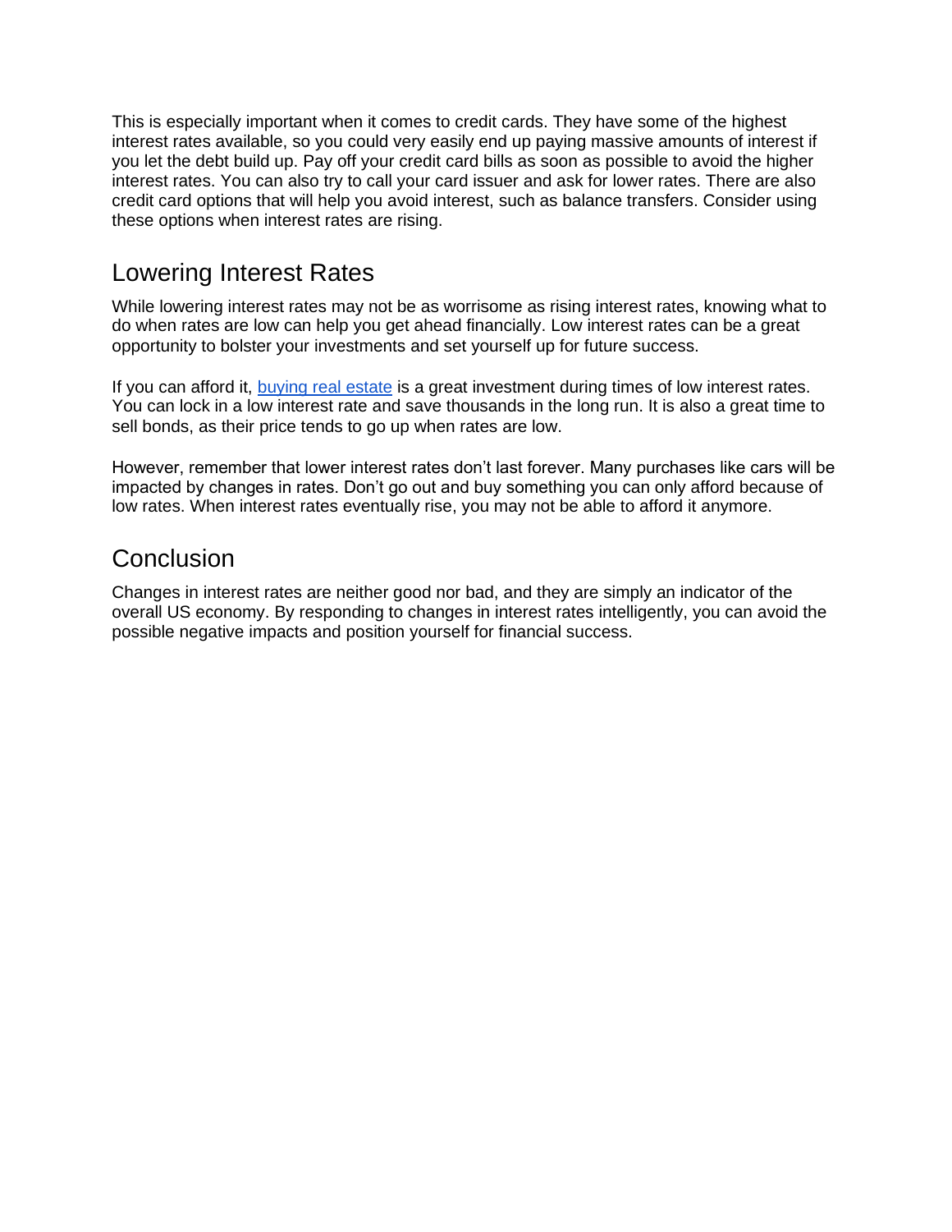This is especially important when it comes to credit cards. They have some of the highest interest rates available, so you could very easily end up paying massive amounts of interest if you let the debt build up. Pay off your credit card bills as soon as possible to avoid the higher interest rates. You can also try to call your card issuer and ask for lower rates. There are also credit card options that will help you avoid interest, such as balance transfers. Consider using these options when interest rates are rising.

## Lowering Interest Rates

While lowering interest rates may not be as worrisome as rising interest rates, knowing what to do when rates are low can help you get ahead financially. Low interest rates can be a great opportunity to bolster your investments and set yourself up for future success.

If you can afford it, [buying real estate]() is a great investment during times of low interest rates. You can lock in a low interest rate and save thousands in the long run. It is also a great time to sell bonds, as their price tends to go up when rates are low.

However, remember that lower interest rates don't last forever. Many purchases like cars will be impacted by changes in rates. Don't go out and buy something you can only afford because of low rates. When interest rates eventually rise, you may not be able to afford it anymore.

## Conclusion

Changes in interest rates are neither good nor bad, and they are simply an indicator of the overall US economy. By responding to changes in interest rates intelligently, you can avoid the possible negative impacts and position yourself for financial success.